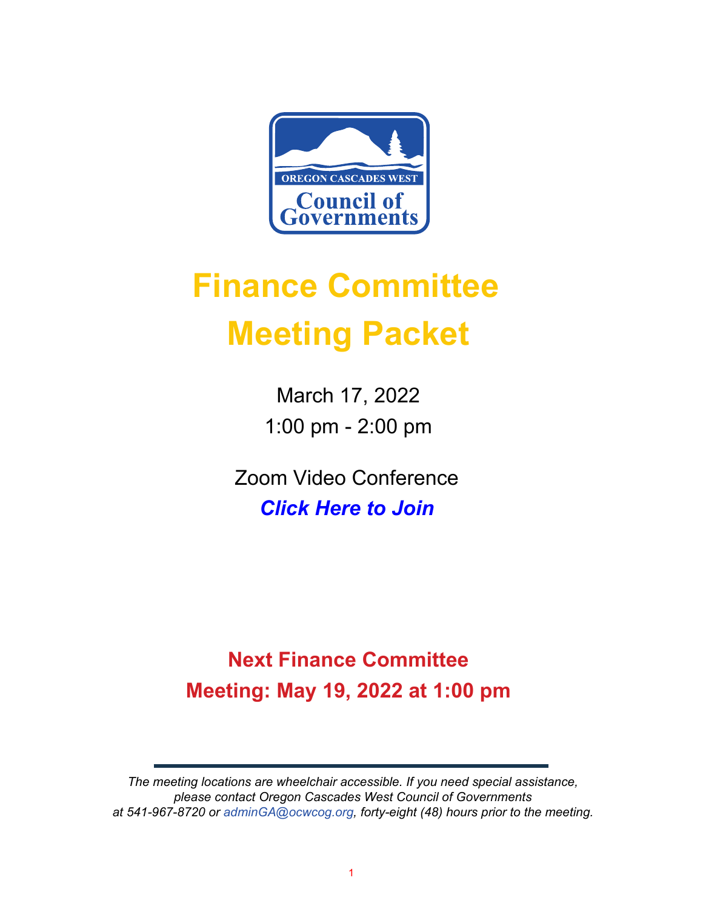OREGON CASCADES WEST

Council of Governments

# Finance Committee Meeting Packet

March 17, 2022

1:00 pm - 2:00 pm

Zoom Video Conference

***Click Here to Join***

## Next Finance Committee Meeting: May 19, 2022 at 1:00 pm

*The meeting locations are wheelchair accessible. If you need special assistance, please contact Oregon Cascades West Council of Governments at 541-967-8720 or adminGA@ocwcog.org, forty-eight (48) hours prior to the meeting.*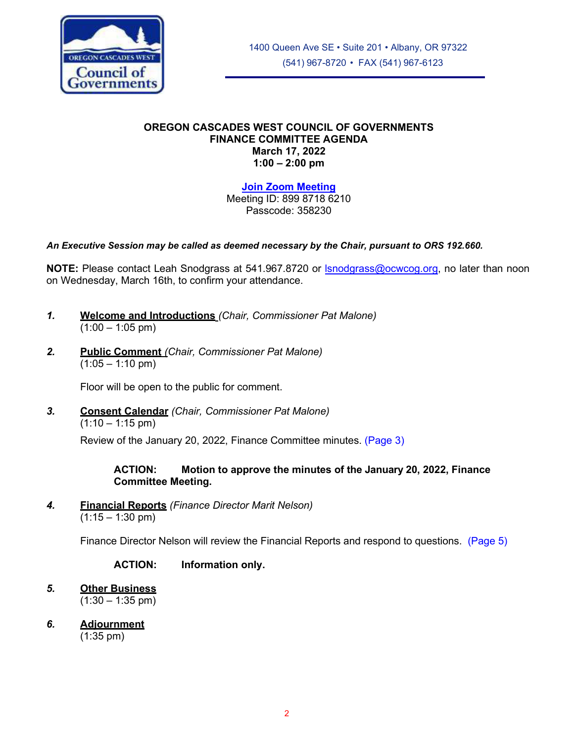1400 Queen Ave SE • Suite 201 • Albany, OR 97322
(541) 967-8720 • FAX (541) 967-6123

# OREGON CASCADES WEST COUNCIL OF GOVERNMENTS
## FINANCE COMMITTEE AGENDA
**March 17, 2022**
**1:00 – 2:00 pm**

**Join Zoom Meeting**
Meeting ID: 899 8718 6210
Passcode: 358230

***An Executive Session may be called as deemed necessary by the Chair, pursuant to ORS 192.660.***

**NOTE:** Please contact Leah Snodgrass at 541.967.8720 or lsnodgrass@ocwcog.org, no later than noon on Wednesday, March 16th, to confirm your attendance.

***1.*** **Welcome and Introductions** *(Chair, Commissioner Pat Malone)*
(1:00 – 1:05 pm)

***2.*** **Public Comment** *(Chair, Commissioner Pat Malone)*
(1:05 – 1:10 pm)

Floor will be open to the public for comment.

***3.*** **Consent Calendar** *(Chair, Commissioner Pat Malone)*
(1:10 – 1:15 pm)

Review of the January 20, 2022, Finance Committee minutes. (Page 3)

**ACTION: Motion to approve the minutes of the January 20, 2022, Finance Committee Meeting.**

***4.*** **Financial Reports** *(Finance Director Marit Nelson)*
(1:15 – 1:30 pm)

Finance Director Nelson will review the Financial Reports and respond to questions. (Page 5)

**ACTION: Information only.**

***5.*** **Other Business**
(1:30 – 1:35 pm)

***6.*** **Adjournment**
(1:35 pm)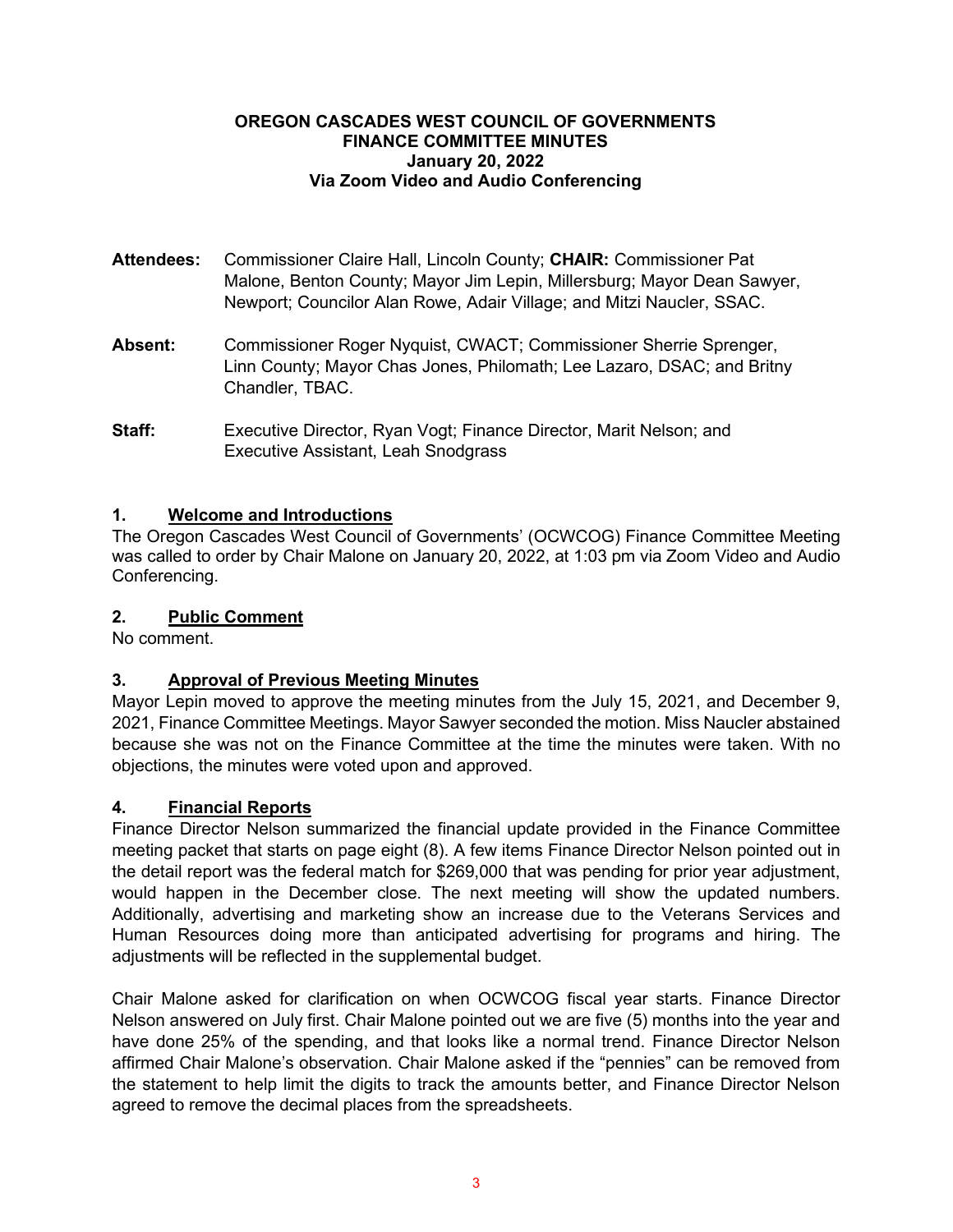**OREGON CASCADES WEST COUNCIL OF GOVERNMENTS**
**FINANCE COMMITTEE MINUTES**
**January 20, 2022**
**Via Zoom Video and Audio Conferencing**

**Attendees:** Commissioner Claire Hall, Lincoln County; **CHAIR:** Commissioner Pat Malone, Benton County; Mayor Jim Lepin, Millersburg; Mayor Dean Sawyer, Newport; Councilor Alan Rowe, Adair Village; and Mitzi Naucler, SSAC.

**Absent:** Commissioner Roger Nyquist, CWACT; Commissioner Sherrie Sprenger, Linn County; Mayor Chas Jones, Philomath; Lee Lazaro, DSAC; and Britny Chandler, TBAC.

**Staff:** Executive Director, Ryan Vogt; Finance Director, Marit Nelson; and Executive Assistant, Leah Snodgrass

## 1. Welcome and Introductions

The Oregon Cascades West Council of Governments' (OCWCOG) Finance Committee Meeting was called to order by Chair Malone on January 20, 2022, at 1:03 pm via Zoom Video and Audio Conferencing.

## 2. Public Comment

No comment.

## 3. Approval of Previous Meeting Minutes

Mayor Lepin moved to approve the meeting minutes from the July 15, 2021, and December 9, 2021, Finance Committee Meetings. Mayor Sawyer seconded the motion. Miss Naucler abstained because she was not on the Finance Committee at the time the minutes were taken. With no objections, the minutes were voted upon and approved.

## 4. Financial Reports

Finance Director Nelson summarized the financial update provided in the Finance Committee meeting packet that starts on page eight (8). A few items Finance Director Nelson pointed out in the detail report was the federal match for $269,000 that was pending for prior year adjustment, would happen in the December close. The next meeting will show the updated numbers. Additionally, advertising and marketing show an increase due to the Veterans Services and Human Resources doing more than anticipated advertising for programs and hiring. The adjustments will be reflected in the supplemental budget.

Chair Malone asked for clarification on when OCWCOG fiscal year starts. Finance Director Nelson answered on July first. Chair Malone pointed out we are five (5) months into the year and have done 25% of the spending, and that looks like a normal trend. Finance Director Nelson affirmed Chair Malone's observation. Chair Malone asked if the "pennies" can be removed from the statement to help limit the digits to track the amounts better, and Finance Director Nelson agreed to remove the decimal places from the spreadsheets.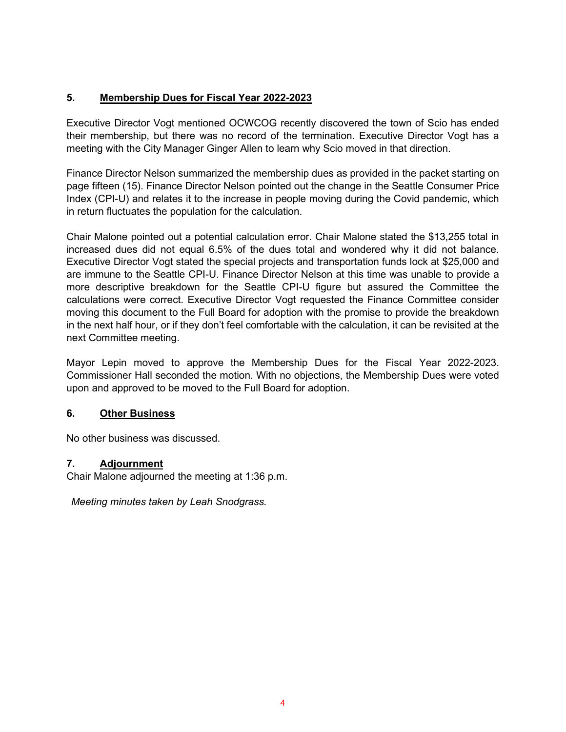## 5. Membership Dues for Fiscal Year 2022-2023

Executive Director Vogt mentioned OCWCOG recently discovered the town of Scio has ended their membership, but there was no record of the termination. Executive Director Vogt has a meeting with the City Manager Ginger Allen to learn why Scio moved in that direction.

Finance Director Nelson summarized the membership dues as provided in the packet starting on page fifteen (15). Finance Director Nelson pointed out the change in the Seattle Consumer Price Index (CPI-U) and relates it to the increase in people moving during the Covid pandemic, which in return fluctuates the population for the calculation.

Chair Malone pointed out a potential calculation error. Chair Malone stated the $13,255 total in increased dues did not equal 6.5% of the dues total and wondered why it did not balance. Executive Director Vogt stated the special projects and transportation funds lock at $25,000 and are immune to the Seattle CPI-U. Finance Director Nelson at this time was unable to provide a more descriptive breakdown for the Seattle CPI-U figure but assured the Committee the calculations were correct. Executive Director Vogt requested the Finance Committee consider moving this document to the Full Board for adoption with the promise to provide the breakdown in the next half hour, or if they don't feel comfortable with the calculation, it can be revisited at the next Committee meeting.

Mayor Lepin moved to approve the Membership Dues for the Fiscal Year 2022-2023. Commissioner Hall seconded the motion. With no objections, the Membership Dues were voted upon and approved to be moved to the Full Board for adoption.

## 6. Other Business

No other business was discussed.

## 7. Adjournment

Chair Malone adjourned the meeting at 1:36 p.m.

*Meeting minutes taken by Leah Snodgrass.*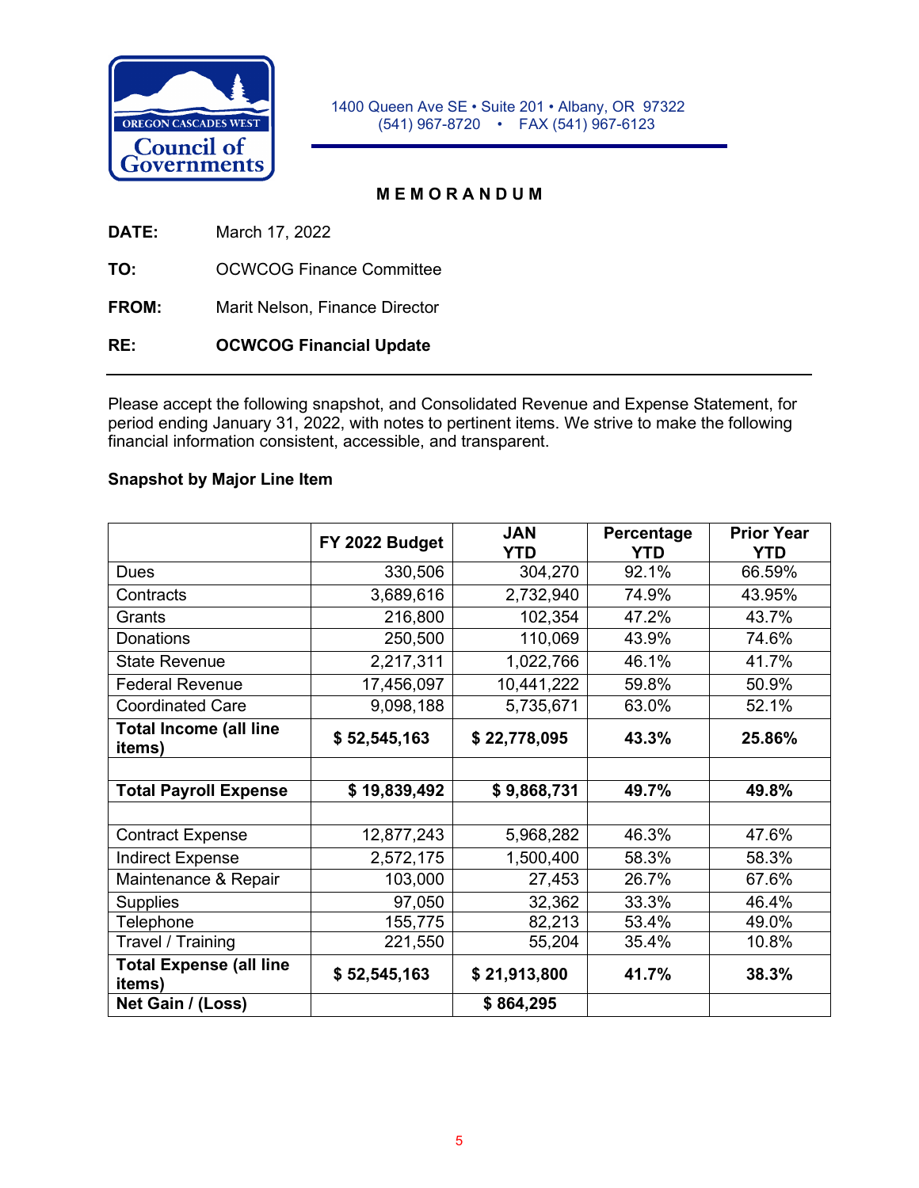OREGON CASCADES WEST
Council of Governments

1400 Queen Ave SE • Suite 201 • Albany, OR 97322
(541) 967-8720 • FAX (541) 967-6123

**M E M O R A N D U M**

**DATE:** March 17, 2022

**TO:** OCWCOG Finance Committee

**FROM:** Marit Nelson, Finance Director

**RE:** **OCWCOG Financial Update**

---

Please accept the following snapshot, and Consolidated Revenue and Expense Statement, for period ending January 31, 2022, with notes to pertinent items. We strive to make the following financial information consistent, accessible, and transparent.

**Snapshot by Major Line Item**

| | FY 2022 Budget | JAN YTD | Percentage YTD | Prior Year YTD |
|---|---|---|---|---|
| Dues | 330,506 | 304,270 | 92.1% | 66.59% |
| Contracts | 3,689,616 | 2,732,940 | 74.9% | 43.95% |
| Grants | 216,800 | 102,354 | 47.2% | 43.7% |
| Donations | 250,500 | 110,069 | 43.9% | 74.6% |
| State Revenue | 2,217,311 | 1,022,766 | 46.1% | 41.7% |
| Federal Revenue | 17,456,097 | 10,441,222 | 59.8% | 50.9% |
| Coordinated Care | 9,098,188 | 5,735,671 | 63.0% | 52.1% |
| **Total Income (all line items)** | **$ 52,545,163** | **$ 22,778,095** | **43.3%** | **25.86%** |
| | | | | |
| **Total Payroll Expense** | **$ 19,839,492** | **$ 9,868,731** | **49.7%** | **49.8%** |
| | | | | |
| Contract Expense | 12,877,243 | 5,968,282 | 46.3% | 47.6% |
| Indirect Expense | 2,572,175 | 1,500,400 | 58.3% | 58.3% |
| Maintenance & Repair | 103,000 | 27,453 | 26.7% | 67.6% |
| Supplies | 97,050 | 32,362 | 33.3% | 46.4% |
| Telephone | 155,775 | 82,213 | 53.4% | 49.0% |
| Travel / Training | 221,550 | 55,204 | 35.4% | 10.8% |
| **Total Expense (all line items)** | **$ 52,545,163** | **$ 21,913,800** | **41.7%** | **38.3%** |
| **Net Gain / (Loss)** | | **$ 864,295** | | |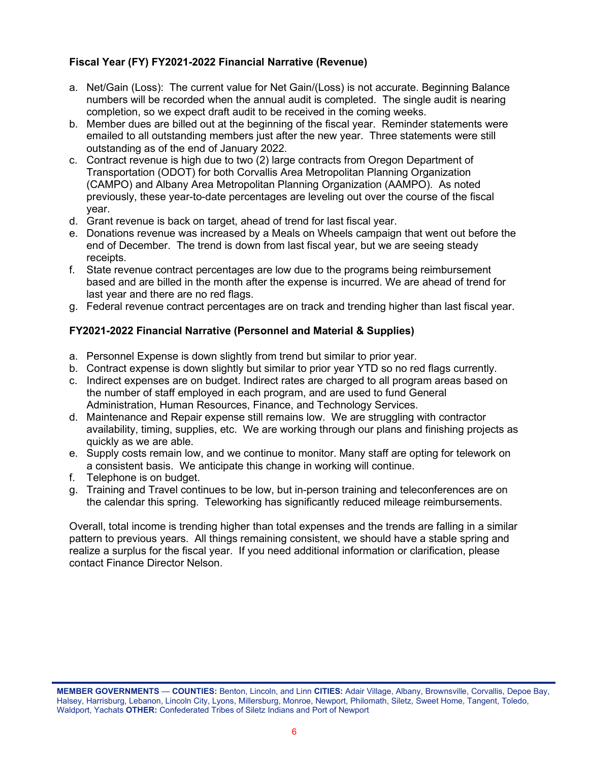### Fiscal Year (FY) FY2021-2022 Financial Narrative (Revenue)

a. Net/Gain (Loss): The current value for Net Gain/(Loss) is not accurate. Beginning Balance numbers will be recorded when the annual audit is completed. The single audit is nearing completion, so we expect draft audit to be received in the coming weeks.
b. Member dues are billed out at the beginning of the fiscal year. Reminder statements were emailed to all outstanding members just after the new year. Three statements were still outstanding as of the end of January 2022.
c. Contract revenue is high due to two (2) large contracts from Oregon Department of Transportation (ODOT) for both Corvallis Area Metropolitan Planning Organization (CAMPO) and Albany Area Metropolitan Planning Organization (AAMPO). As noted previously, these year-to-date percentages are leveling out over the course of the fiscal year.
d. Grant revenue is back on target, ahead of trend for last fiscal year.
e. Donations revenue was increased by a Meals on Wheels campaign that went out before the end of December. The trend is down from last fiscal year, but we are seeing steady receipts.
f. State revenue contract percentages are low due to the programs being reimbursement based and are billed in the month after the expense is incurred. We are ahead of trend for last year and there are no red flags.
g. Federal revenue contract percentages are on track and trending higher than last fiscal year.

### FY2021-2022 Financial Narrative (Personnel and Material & Supplies)

a. Personnel Expense is down slightly from trend but similar to prior year.
b. Contract expense is down slightly but similar to prior year YTD so no red flags currently.
c. Indirect expenses are on budget. Indirect rates are charged to all program areas based on the number of staff employed in each program, and are used to fund General Administration, Human Resources, Finance, and Technology Services.
d. Maintenance and Repair expense still remains low. We are struggling with contractor availability, timing, supplies, etc. We are working through our plans and finishing projects as quickly as we are able.
e. Supply costs remain low, and we continue to monitor. Many staff are opting for telework on a consistent basis. We anticipate this change in working will continue.
f. Telephone is on budget.
g. Training and Travel continues to be low, but in-person training and teleconferences are on the calendar this spring. Teleworking has significantly reduced mileage reimbursements.

Overall, total income is trending higher than total expenses and the trends are falling in a similar pattern to previous years. All things remaining consistent, we should have a stable spring and realize a surplus for the fiscal year. If you need additional information or clarification, please contact Finance Director Nelson.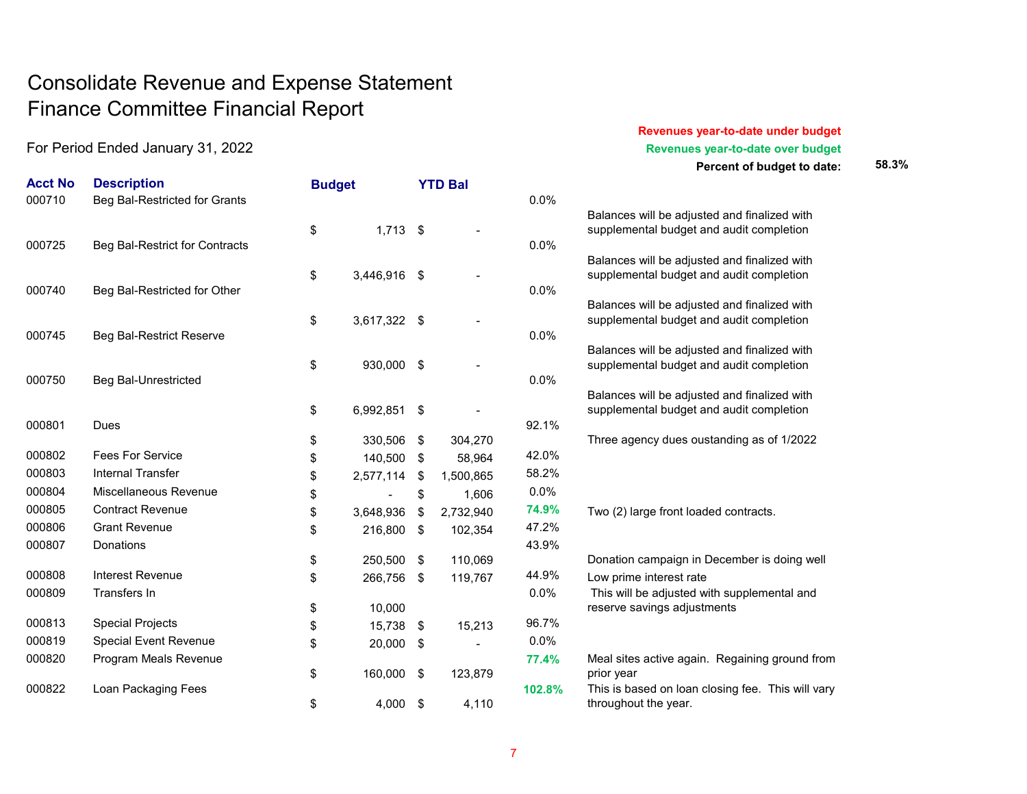# Consolidate Revenue and Expense Statement
# Finance Committee Financial Report

For Period Ended January 31, 2022

**Revenues year-to-date under budget**

**Revenues year-to-date over budget**

**Percent of budget to date:** 58.3%

| Acct No | Description | Budget | YTD Bal | % | Notes |
|---|---|---|---|---|---|
| 000710 | Beg Bal-Restricted for Grants | $ 1,713 | $ - | 0.0% | Balances will be adjusted and finalized with supplemental budget and audit completion |
| 000725 | Beg Bal-Restrict for Contracts | $ 3,446,916 | $ - | 0.0% | Balances will be adjusted and finalized with supplemental budget and audit completion |
| 000740 | Beg Bal-Restricted for Other | $ 3,617,322 | $ - | 0.0% | Balances will be adjusted and finalized with supplemental budget and audit completion |
| 000745 | Beg Bal-Restrict Reserve | $ 930,000 | $ - | 0.0% | Balances will be adjusted and finalized with supplemental budget and audit completion |
| 000750 | Beg Bal-Unrestricted | $ 6,992,851 | $ - | 0.0% | Balances will be adjusted and finalized with supplemental budget and audit completion |
| 000801 | Dues | $ 330,506 | $ 304,270 | 92.1% | Three agency dues oustanding as of 1/2022 |
| 000802 | Fees For Service | $ 140,500 | $ 58,964 | 42.0% | |
| 000803 | Internal Transfer | $ 2,577,114 | $ 1,500,865 | 58.2% | |
| 000804 | Miscellaneous Revenue | $ - | $ 1,606 | 0.0% | |
| 000805 | Contract Revenue | $ 3,648,936 | $ 2,732,940 | **74.9%** | Two (2) large front loaded contracts. |
| 000806 | Grant Revenue | $ 216,800 | $ 102,354 | 47.2% | |
| 000807 | Donations | $ 250,500 | $ 110,069 | 43.9% | Donation campaign in December is doing well |
| 000808 | Interest Revenue | $ 266,756 | $ 119,767 | 44.9% | Low prime interest rate |
| 000809 | Transfers In | $ 10,000 | | 0.0% | This will be adjusted with supplemental and reserve savings adjustments |
| 000813 | Special Projects | $ 15,738 | $ 15,213 | 96.7% | |
| 000819 | Special Event Revenue | $ 20,000 | $ - | 0.0% | |
| 000820 | Program Meals Revenue | $ 160,000 | $ 123,879 | **77.4%** | Meal sites active again. Regaining ground from prior year |
| 000822 | Loan Packaging Fees | $ 4,000 | $ 4,110 | **102.8%** | This is based on loan closing fee. This will vary throughout the year. |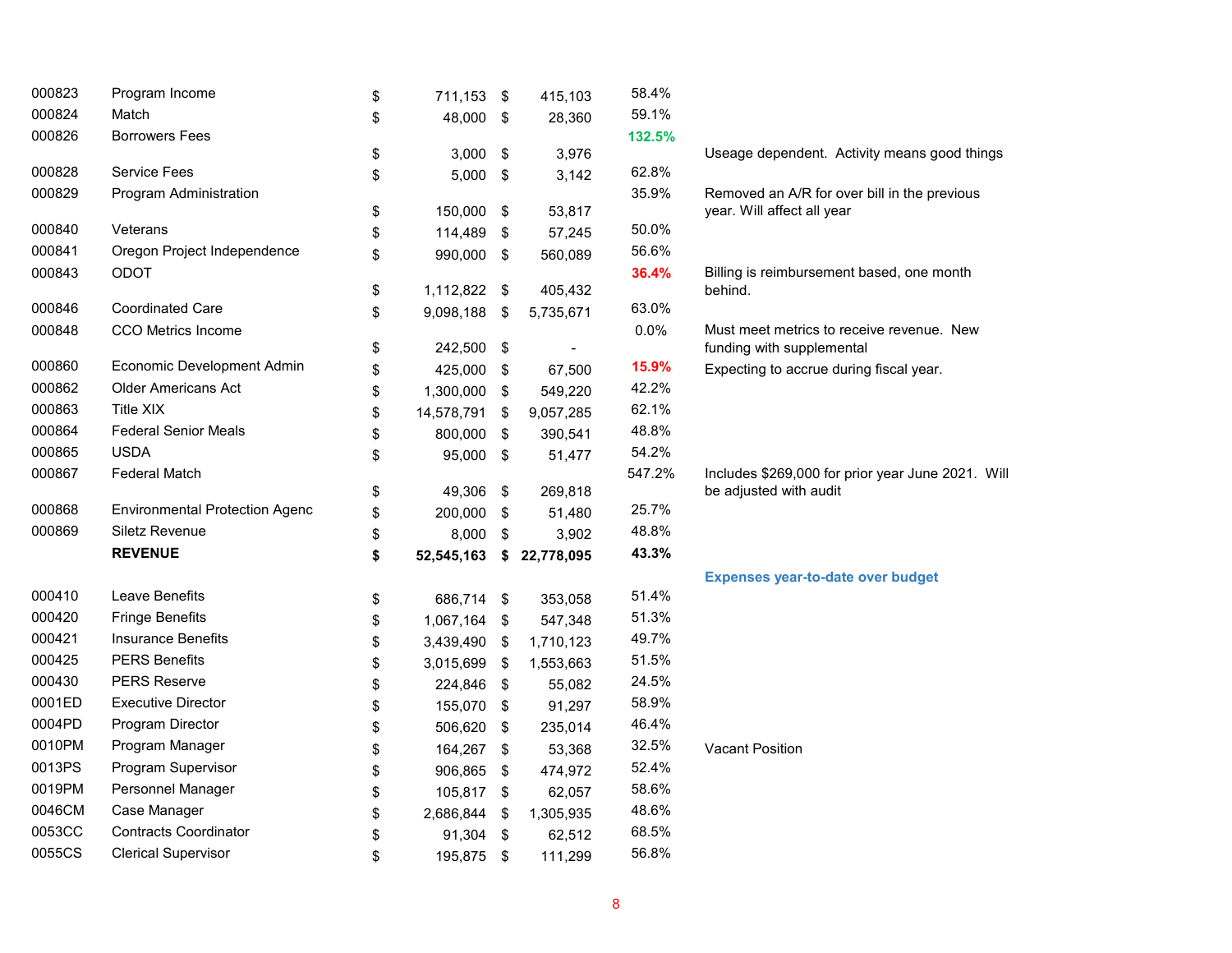| | | | | | | |
|---|---|---|---|---|---|---|
| 000823 | Program Income | $ | 711,153 | $ 415,103 | 58.4% | |
| 000824 | Match | $ | 48,000 | $ 28,360 | 59.1% | |
| 000826 | Borrowers Fees | $ | 3,000 | $ 3,976 | **132.5%** | Useage dependent. Activity means good things |
| 000828 | Service Fees | $ | 5,000 | $ 3,142 | 62.8% | |
| 000829 | Program Administration | $ | 150,000 | $ 53,817 | 35.9% | Removed an A/R for over bill in the previous year. Will affect all year |
| 000840 | Veterans | $ | 114,489 | $ 57,245 | 50.0% | |
| 000841 | Oregon Project Independence | $ | 990,000 | $ 560,089 | 56.6% | |
| 000843 | ODOT | $ | 1,112,822 | $ 405,432 | **36.4%** | Billing is reimbursement based, one month behind. |
| 000846 | Coordinated Care | $ | 9,098,188 | $ 5,735,671 | 63.0% | |
| 000848 | CCO Metrics Income | $ | 242,500 | $ - | 0.0% | Must meet metrics to receive revenue. New funding with supplemental |
| 000860 | Economic Development Admin | $ | 425,000 | $ 67,500 | **15.9%** | Expecting to accrue during fiscal year. |
| 000862 | Older Americans Act | $ | 1,300,000 | $ 549,220 | 42.2% | |
| 000863 | Title XIX | $ | 14,578,791 | $ 9,057,285 | 62.1% | |
| 000864 | Federal Senior Meals | $ | 800,000 | $ 390,541 | 48.8% | |
| 000865 | USDA | $ | 95,000 | $ 51,477 | 54.2% | |
| 000867 | Federal Match | $ | 49,306 | $ 269,818 | 547.2% | Includes $269,000 for prior year June 2021. Will be adjusted with audit |
| 000868 | Environmental Protection Agenc | $ | 200,000 | $ 51,480 | 25.7% | |
| 000869 | Siletz Revenue | $ | 8,000 | $ 3,902 | 48.8% | |
| | **REVENUE** | **$** | **52,545,163** | **$ 22,778,095** | **43.3%** | |
| | | | | | | **Expenses year-to-date over budget** |
| 000410 | Leave Benefits | $ | 686,714 | $ 353,058 | 51.4% | |
| 000420 | Fringe Benefits | $ | 1,067,164 | $ 547,348 | 51.3% | |
| 000421 | Insurance Benefits | $ | 3,439,490 | $ 1,710,123 | 49.7% | |
| 000425 | PERS Benefits | $ | 3,015,699 | $ 1,553,663 | 51.5% | |
| 000430 | PERS Reserve | $ | 224,846 | $ 55,082 | 24.5% | |
| 0001ED | Executive Director | $ | 155,070 | $ 91,297 | 58.9% | |
| 0004PD | Program Director | $ | 506,620 | $ 235,014 | 46.4% | |
| 0010PM | Program Manager | $ | 164,267 | $ 53,368 | 32.5% | Vacant Position |
| 0013PS | Program Supervisor | $ | 906,865 | $ 474,972 | 52.4% | |
| 0019PM | Personnel Manager | $ | 105,817 | $ 62,057 | 58.6% | |
| 0046CM | Case Manager | $ | 2,686,844 | $ 1,305,935 | 48.6% | |
| 0053CC | Contracts Coordinator | $ | 91,304 | $ 62,512 | 68.5% | |
| 0055CS | Clerical Supervisor | $ | 195,875 | $ 111,299 | 56.8% | |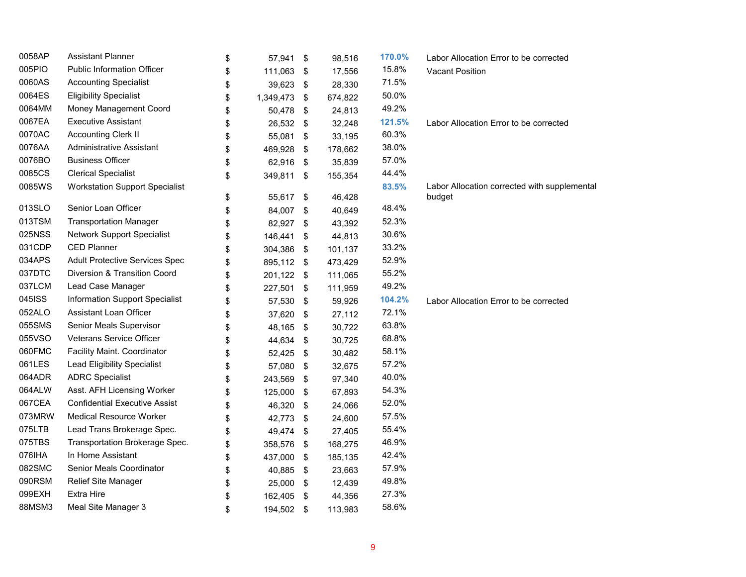| | | | | | |
|---|---|---|---|---|---|
| 0058AP | Assistant Planner | $ 57,941 | $ 98,516 | **170.0%** | Labor Allocation Error to be corrected |
| 005PIO | Public Information Officer | $ 111,063 | $ 17,556 | 15.8% | Vacant Position |
| 0060AS | Accounting Specialist | $ 39,623 | $ 28,330 | 71.5% | |
| 0064ES | Eligibility Specialist | $ 1,349,473 | $ 674,822 | 50.0% | |
| 0064MM | Money Management Coord | $ 50,478 | $ 24,813 | 49.2% | |
| 0067EA | Executive Assistant | $ 26,532 | $ 32,248 | **121.5%** | Labor Allocation Error to be corrected |
| 0070AC | Accounting Clerk II | $ 55,081 | $ 33,195 | 60.3% | |
| 0076AA | Administrative Assistant | $ 469,928 | $ 178,662 | 38.0% | |
| 0076BO | Business Officer | $ 62,916 | $ 35,839 | 57.0% | |
| 0085CS | Clerical Specialist | $ 349,811 | $ 155,354 | 44.4% | |
| 0085WS | Workstation Support Specialist | $ 55,617 | $ 46,428 | **83.5%** | Labor Allocation corrected with supplemental budget |
| 013SLO | Senior Loan Officer | $ 84,007 | $ 40,649 | 48.4% | |
| 013TSM | Transportation Manager | $ 82,927 | $ 43,392 | 52.3% | |
| 025NSS | Network Support Specialist | $ 146,441 | $ 44,813 | 30.6% | |
| 031CDP | CED Planner | $ 304,386 | $ 101,137 | 33.2% | |
| 034APS | Adult Protective Services Spec | $ 895,112 | $ 473,429 | 52.9% | |
| 037DTC | Diversion & Transition Coord | $ 201,122 | $ 111,065 | 55.2% | |
| 037LCM | Lead Case Manager | $ 227,501 | $ 111,959 | 49.2% | |
| 045ISS | Information Support Specialist | $ 57,530 | $ 59,926 | **104.2%** | Labor Allocation Error to be corrected |
| 052ALO | Assistant Loan Officer | $ 37,620 | $ 27,112 | 72.1% | |
| 055SMS | Senior Meals Supervisor | $ 48,165 | $ 30,722 | 63.8% | |
| 055VSO | Veterans Service Officer | $ 44,634 | $ 30,725 | 68.8% | |
| 060FMC | Facility Maint. Coordinator | $ 52,425 | $ 30,482 | 58.1% | |
| 061LES | Lead Eligibility Specialist | $ 57,080 | $ 32,675 | 57.2% | |
| 064ADR | ADRC Specialist | $ 243,569 | $ 97,340 | 40.0% | |
| 064ALW | Asst. AFH Licensing Worker | $ 125,000 | $ 67,893 | 54.3% | |
| 067CEA | Confidential Executive Assist | $ 46,320 | $ 24,066 | 52.0% | |
| 073MRW | Medical Resource Worker | $ 42,773 | $ 24,600 | 57.5% | |
| 075LTB | Lead Trans Brokerage Spec. | $ 49,474 | $ 27,405 | 55.4% | |
| 075TBS | Transportation Brokerage Spec. | $ 358,576 | $ 168,275 | 46.9% | |
| 076IHA | In Home Assistant | $ 437,000 | $ 185,135 | 42.4% | |
| 082SMC | Senior Meals Coordinator | $ 40,885 | $ 23,663 | 57.9% | |
| 090RSM | Relief Site Manager | $ 25,000 | $ 12,439 | 49.8% | |
| 099EXH | Extra Hire | $ 162,405 | $ 44,356 | 27.3% | |
| 88MSM3 | Meal Site Manager 3 | $ 194,502 | $ 113,983 | 58.6% | |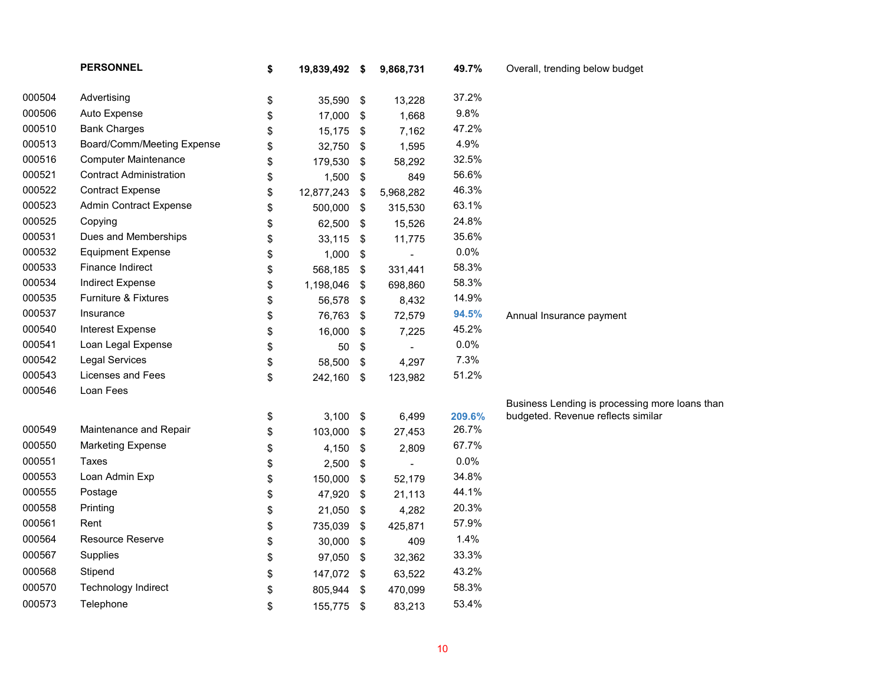| Code | Account | Budget | Actual | % | Notes |
|---|---|---|---|---|---|
| | **PERSONNEL** | **$ 19,839,492** | **$ 9,868,731** | **49.7%** | Overall, trending below budget |
| 000504 | Advertising | $ 35,590 | $ 13,228 | 37.2% | |
| 000506 | Auto Expense | $ 17,000 | $ 1,668 | 9.8% | |
| 000510 | Bank Charges | $ 15,175 | $ 7,162 | 47.2% | |
| 000513 | Board/Comm/Meeting Expense | $ 32,750 | $ 1,595 | 4.9% | |
| 000516 | Computer Maintenance | $ 179,530 | $ 58,292 | 32.5% | |
| 000521 | Contract Administration | $ 1,500 | $ 849 | 56.6% | |
| 000522 | Contract Expense | $ 12,877,243 | $ 5,968,282 | 46.3% | |
| 000523 | Admin Contract Expense | $ 500,000 | $ 315,530 | 63.1% | |
| 000525 | Copying | $ 62,500 | $ 15,526 | 24.8% | |
| 000531 | Dues and Memberships | $ 33,115 | $ 11,775 | 35.6% | |
| 000532 | Equipment Expense | $ 1,000 | $ - | 0.0% | |
| 000533 | Finance Indirect | $ 568,185 | $ 331,441 | 58.3% | |
| 000534 | Indirect Expense | $ 1,198,046 | $ 698,860 | 58.3% | |
| 000535 | Furniture & Fixtures | $ 56,578 | $ 8,432 | 14.9% | |
| 000537 | Insurance | $ 76,763 | $ 72,579 | **94.5%** | Annual Insurance payment |
| 000540 | Interest Expense | $ 16,000 | $ 7,225 | 45.2% | |
| 000541 | Loan Legal Expense | $ 50 | $ - | 0.0% | |
| 000542 | Legal Services | $ 58,500 | $ 4,297 | 7.3% | |
| 000543 | Licenses and Fees | $ 242,160 | $ 123,982 | 51.2% | |
| 000546 | Loan Fees | $ 3,100 | $ 6,499 | **209.6%** | Business Lending is processing more loans than budgeted. Revenue reflects similar |
| 000549 | Maintenance and Repair | $ 103,000 | $ 27,453 | 26.7% | |
| 000550 | Marketing Expense | $ 4,150 | $ 2,809 | 67.7% | |
| 000551 | Taxes | $ 2,500 | $ - | 0.0% | |
| 000553 | Loan Admin Exp | $ 150,000 | $ 52,179 | 34.8% | |
| 000555 | Postage | $ 47,920 | $ 21,113 | 44.1% | |
| 000558 | Printing | $ 21,050 | $ 4,282 | 20.3% | |
| 000561 | Rent | $ 735,039 | $ 425,871 | 57.9% | |
| 000564 | Resource Reserve | $ 30,000 | $ 409 | 1.4% | |
| 000567 | Supplies | $ 97,050 | $ 32,362 | 33.3% | |
| 000568 | Stipend | $ 147,072 | $ 63,522 | 43.2% | |
| 000570 | Technology Indirect | $ 805,944 | $ 470,099 | 58.3% | |
| 000573 | Telephone | $ 155,775 | $ 83,213 | 53.4% | |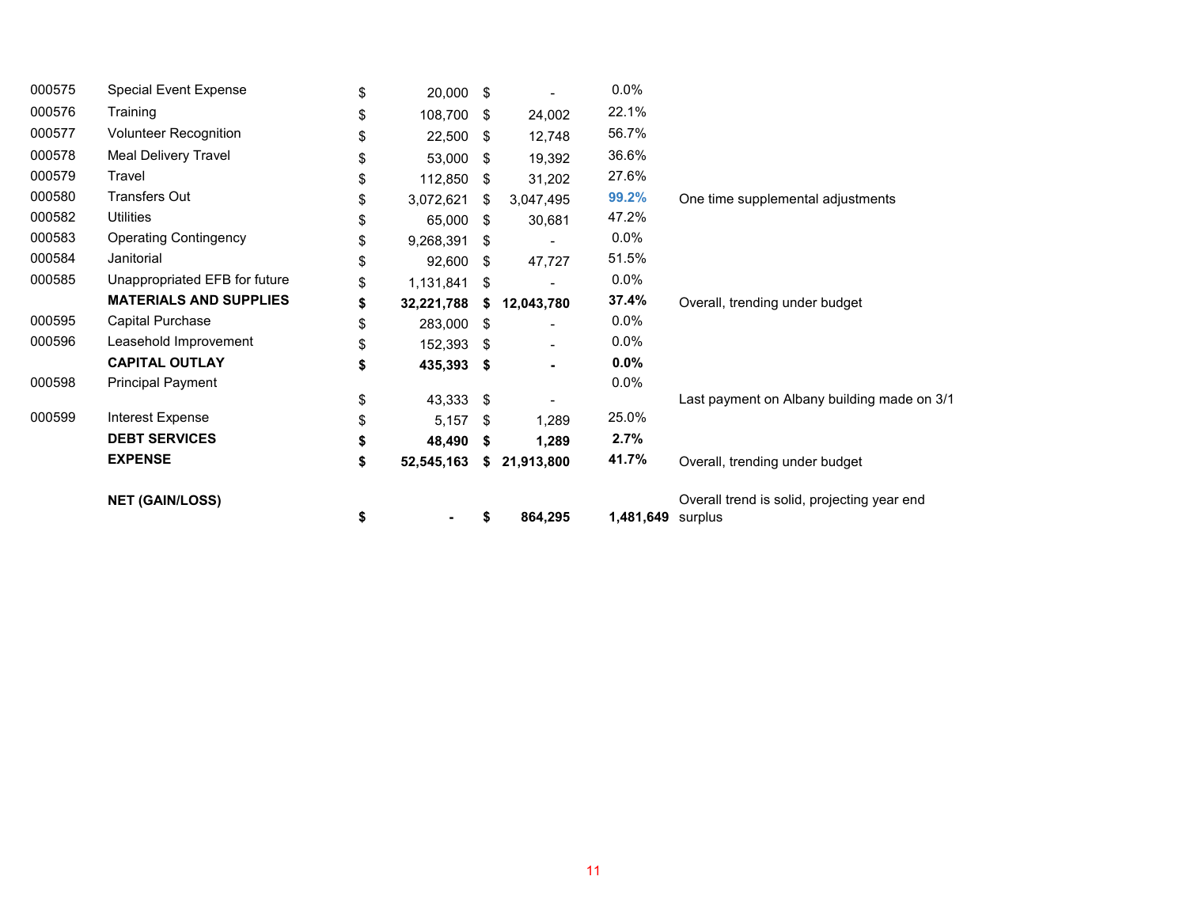| | | | | | | |
|---|---|---|---|---|---|---|
| 000575 | Special Event Expense | $ 20,000 | $ - | 0.0% | | |
| 000576 | Training | $ 108,700 | $ 24,002 | 22.1% | | |
| 000577 | Volunteer Recognition | $ 22,500 | $ 12,748 | 56.7% | | |
| 000578 | Meal Delivery Travel | $ 53,000 | $ 19,392 | 36.6% | | |
| 000579 | Travel | $ 112,850 | $ 31,202 | 27.6% | | |
| 000580 | Transfers Out | $ 3,072,621 | $ 3,047,495 | **99.2%** | One time supplemental adjustments | |
| 000582 | Utilities | $ 65,000 | $ 30,681 | 47.2% | | |
| 000583 | Operating Contingency | $ 9,268,391 | $ - | 0.0% | | |
| 000584 | Janitorial | $ 92,600 | $ 47,727 | 51.5% | | |
| 000585 | Unappropriated EFB for future | $ 1,131,841 | $ - | 0.0% | | |
| | **MATERIALS AND SUPPLIES** | **$ 32,221,788** | **$ 12,043,780** | **37.4%** | Overall, trending under budget | |
| 000595 | Capital Purchase | $ 283,000 | $ - | 0.0% | | |
| 000596 | Leasehold Improvement | $ 152,393 | $ - | 0.0% | | |
| | **CAPITAL OUTLAY** | **$ 435,393** | **$ -** | **0.0%** | | |
| 000598 | Principal Payment | $ 43,333 | $ - | 0.0% | Last payment on Albany building made on 3/1 | |
| 000599 | Interest Expense | $ 5,157 | $ 1,289 | 25.0% | | |
| | **DEBT SERVICES** | **$ 48,490** | **$ 1,289** | **2.7%** | | |
| | **EXPENSE** | **$ 52,545,163** | **$ 21,913,800** | **41.7%** | Overall, trending under budget | |
| | **NET (GAIN/LOSS)** | **$ -** | **$ 864,295** | **1,481,649** | Overall trend is solid, projecting year end surplus | |